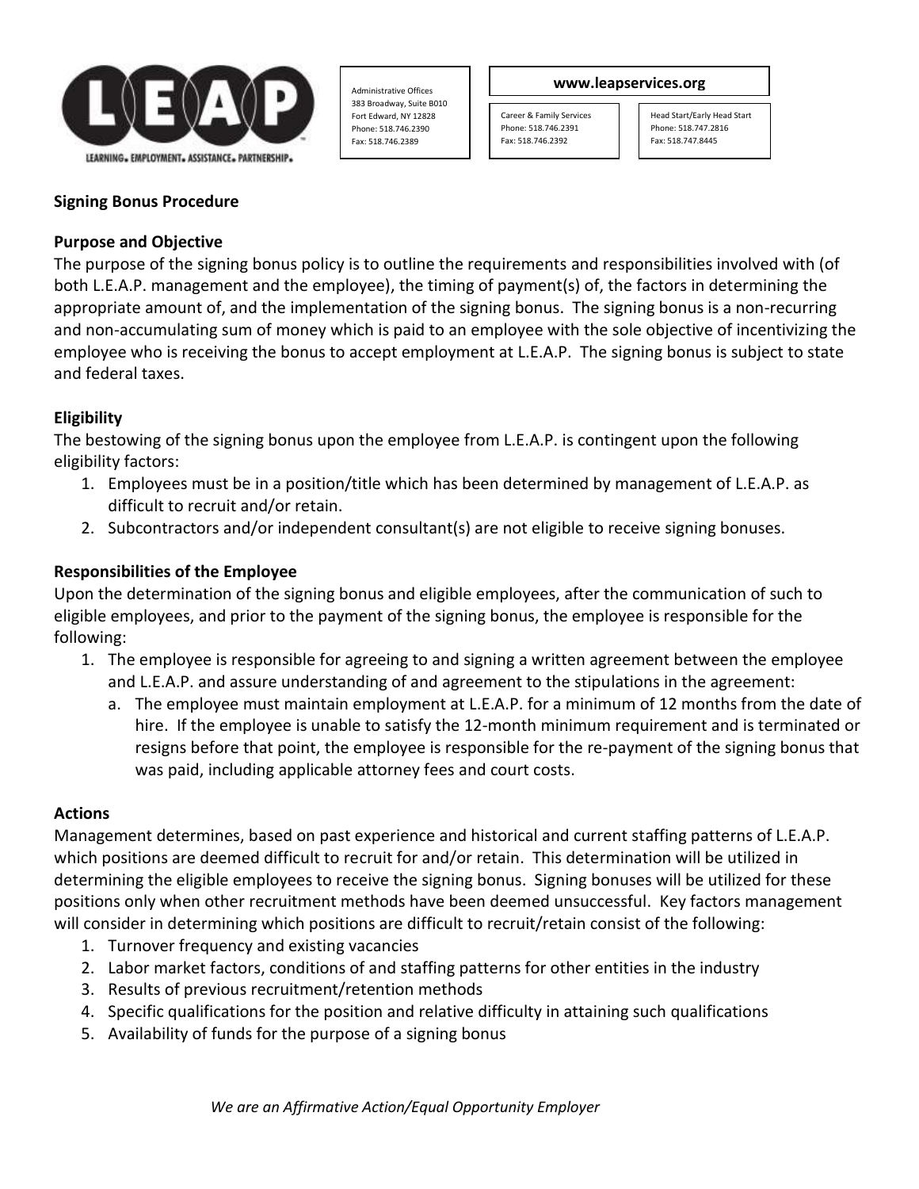Administrative Offices
383 Broadway, Suite B010
Fort Edward, NY 12828
Phone: 518.746.2390
Fax: 518.746.2389

**www.leapservices.org**

Career & Family Services
Phone: 518.746.2391
Fax: 518.746.2392

Head Start/Early Head Start
Phone: 518.747.2816
Fax: 518.747.8445

LEARNING. EMPLOYMENT. ASSISTANCE. PARTNERSHIP.

**Signing Bonus Procedure**

**Purpose and Objective**

The purpose of the signing bonus policy is to outline the requirements and responsibilities involved with (of both L.E.A.P. management and the employee), the timing of payment(s) of, the factors in determining the appropriate amount of, and the implementation of the signing bonus. The signing bonus is a non-recurring and non-accumulating sum of money which is paid to an employee with the sole objective of incentivizing the employee who is receiving the bonus to accept employment at L.E.A.P. The signing bonus is subject to state and federal taxes.

**Eligibility**

The bestowing of the signing bonus upon the employee from L.E.A.P. is contingent upon the following eligibility factors:

1. Employees must be in a position/title which has been determined by management of L.E.A.P. as difficult to recruit and/or retain.
2. Subcontractors and/or independent consultant(s) are not eligible to receive signing bonuses.

**Responsibilities of the Employee**

Upon the determination of the signing bonus and eligible employees, after the communication of such to eligible employees, and prior to the payment of the signing bonus, the employee is responsible for the following:

1. The employee is responsible for agreeing to and signing a written agreement between the employee and L.E.A.P. and assure understanding of and agreement to the stipulations in the agreement:
   a. The employee must maintain employment at L.E.A.P. for a minimum of 12 months from the date of hire. If the employee is unable to satisfy the 12-month minimum requirement and is terminated or resigns before that point, the employee is responsible for the re-payment of the signing bonus that was paid, including applicable attorney fees and court costs.

**Actions**

Management determines, based on past experience and historical and current staffing patterns of L.E.A.P. which positions are deemed difficult to recruit for and/or retain. This determination will be utilized in determining the eligible employees to receive the signing bonus. Signing bonuses will be utilized for these positions only when other recruitment methods have been deemed unsuccessful. Key factors management will consider in determining which positions are difficult to recruit/retain consist of the following:

1. Turnover frequency and existing vacancies
2. Labor market factors, conditions of and staffing patterns for other entities in the industry
3. Results of previous recruitment/retention methods
4. Specific qualifications for the position and relative difficulty in attaining such qualifications
5. Availability of funds for the purpose of a signing bonus

*We are an Affirmative Action/Equal Opportunity Employer*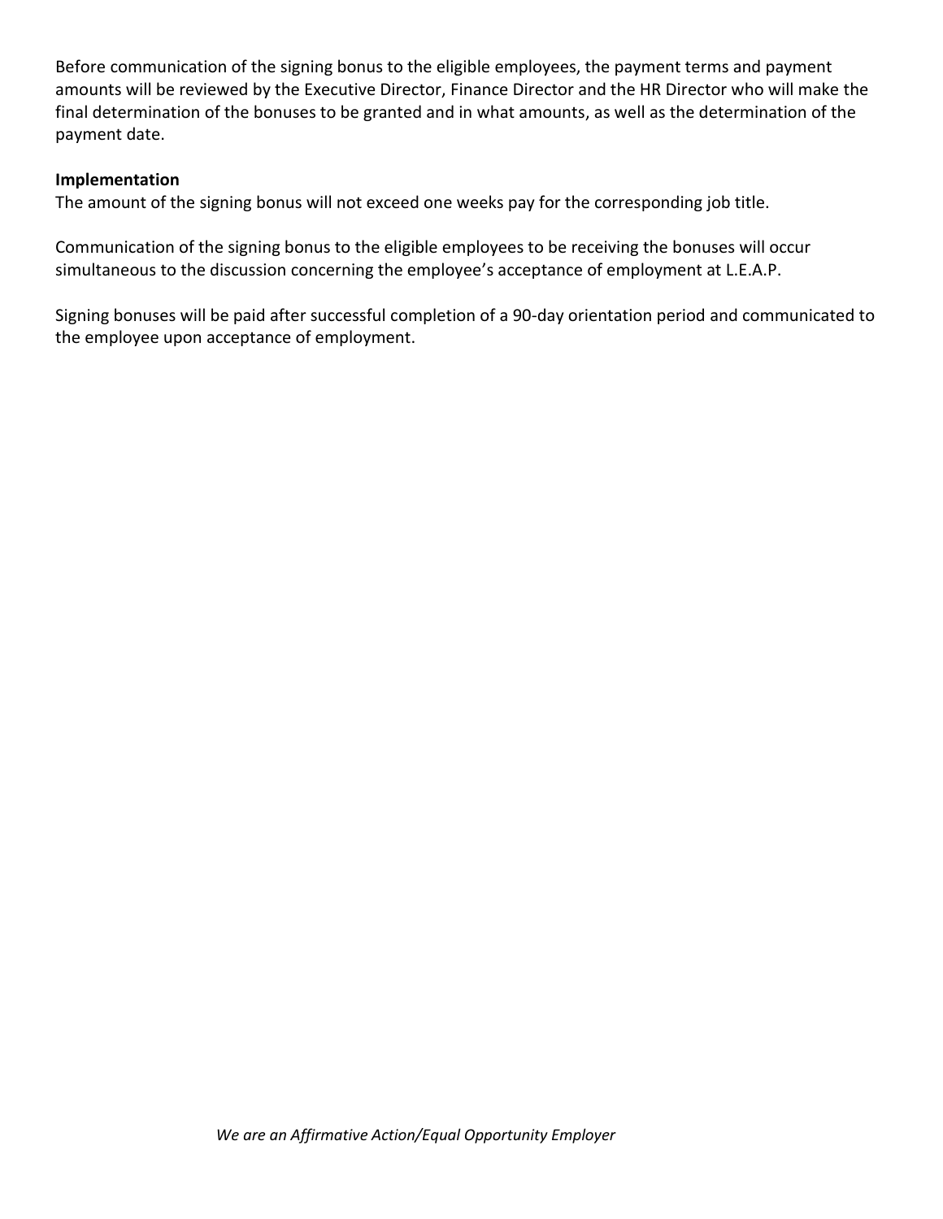Before communication of the signing bonus to the eligible employees, the payment terms and payment amounts will be reviewed by the Executive Director, Finance Director and the HR Director who will make the final determination of the bonuses to be granted and in what amounts, as well as the determination of the payment date.

**Implementation**

The amount of the signing bonus will not exceed one weeks pay for the corresponding job title.

Communication of the signing bonus to the eligible employees to be receiving the bonuses will occur simultaneous to the discussion concerning the employee's acceptance of employment at L.E.A.P.

Signing bonuses will be paid after successful completion of a 90-day orientation period and communicated to the employee upon acceptance of employment.

*We are an Affirmative Action/Equal Opportunity Employer*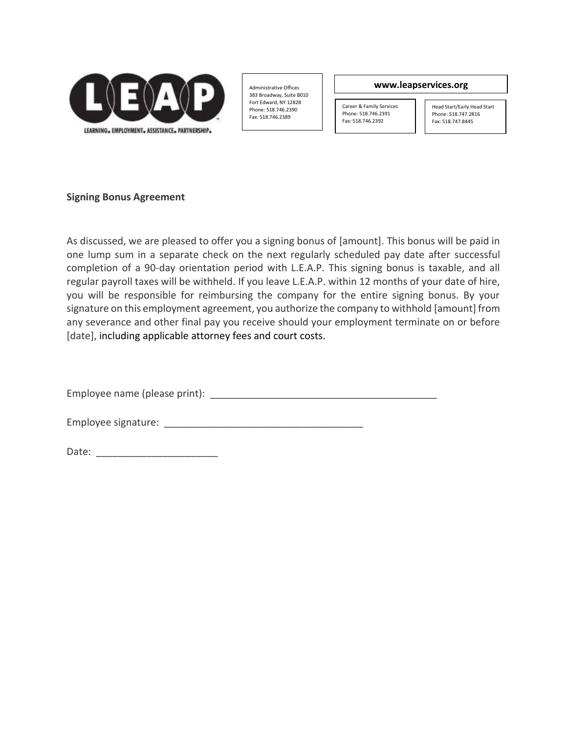LEARNING. EMPLOYMENT. ASSISTANCE. PARTNERSHIP.

Administrative Offices
383 Broadway, Suite B010
Fort Edward, NY 12828
Phone: 518.746.2390
Fax: 518.746.2389

**www.leapservices.org**

Career & Family Services
Phone: 518.746.2391
Fax: 518.746.2392

Head Start/Early Head Start
Phone: 518.747.2816
Fax: 518.747.8445

**Signing Bonus Agreement**

As discussed, we are pleased to offer you a signing bonus of [amount]. This bonus will be paid in one lump sum in a separate check on the next regularly scheduled pay date after successful completion of a 90-day orientation period with L.E.A.P. This signing bonus is taxable, and all regular payroll taxes will be withheld. If you leave L.E.A.P. within 12 months of your date of hire, you will be responsible for reimbursing the company for the entire signing bonus. By your signature on this employment agreement, you authorize the company to withhold [amount] from any severance and other final pay you receive should your employment terminate on or before [date], including applicable attorney fees and court costs.

Employee name (please print): __________________________________________

Employee signature: _____________________________________

Date: ______________________